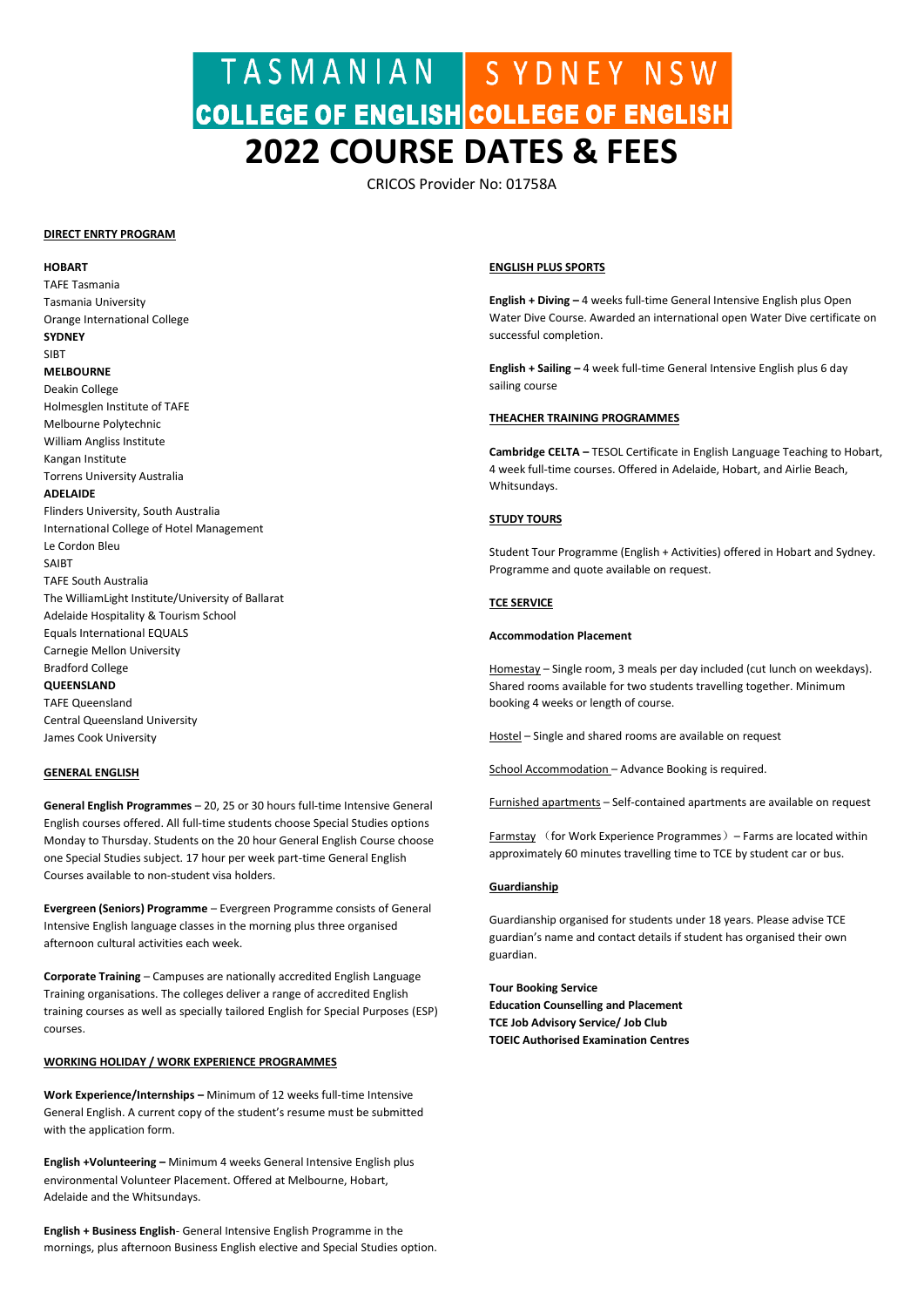# TASMANIAN COLLEGE OF ENGLISH | SYDNEY NSW COLLEGE OF ENGLISH

# 2022 COURSE DATES & FEES

CRICOS Provider No: 01758A

## DIRECT ENRTY PROGRAM

**HOBART**
TAFE Tasmania
Tasmania University
Orange International College
**SYDNEY**
SIBT
**MELBOURNE**
Deakin College
Holmesglen Institute of TAFE
Melbourne Polytechnic
William Angliss Institute
Kangan Institute
Torrens University Australia
**ADELAIDE**
Flinders University, South Australia
International College of Hotel Management
Le Cordon Bleu
SAIBT
TAFE South Australia
The WilliamLight Institute/University of Ballarat
Adelaide Hospitality & Tourism School
Equals International EQUALS
Carnegie Mellon University
Bradford College
**QUEENSLAND**
TAFE Queensland
Central Queensland University
James Cook University

## GENERAL ENGLISH

**General English Programmes** – 20, 25 or 30 hours full-time Intensive General English courses offered. All full-time students choose Special Studies options Monday to Thursday. Students on the 20 hour General English Course choose one Special Studies subject. 17 hour per week part-time General English Courses available to non-student visa holders.

**Evergreen (Seniors) Programme** – Evergreen Programme consists of General Intensive English language classes in the morning plus three organised afternoon cultural activities each week.

**Corporate Training** – Campuses are nationally accredited English Language Training organisations. The colleges deliver a range of accredited English training courses as well as specially tailored English for Special Purposes (ESP) courses.

## WORKING HOLIDAY / WORK EXPERIENCE PROGRAMMES

**Work Experience/Internships –** Minimum of 12 weeks full-time Intensive General English. A current copy of the student's resume must be submitted with the application form.

**English +Volunteering –** Minimum 4 weeks General Intensive English plus environmental Volunteer Placement. Offered at Melbourne, Hobart, Adelaide and the Whitsundays.

**English + Business English**- General Intensive English Programme in the mornings, plus afternoon Business English elective and Special Studies option.

## ENGLISH PLUS SPORTS

**English + Diving –** 4 weeks full-time General Intensive English plus Open Water Dive Course. Awarded an international open Water Dive certificate on successful completion.

**English + Sailing –** 4 week full-time General Intensive English plus 6 day sailing course

## THEACHER TRAINING PROGRAMMES

**Cambridge CELTA –** TESOL Certificate in English Language Teaching to Hobart, 4 week full-time courses. Offered in Adelaide, Hobart, and Airlie Beach, Whitsundays.

## STUDY TOURS

Student Tour Programme (English + Activities) offered in Hobart and Sydney. Programme and quote available on request.

## TCE SERVICE

**Accommodation Placement**

Homestay – Single room, 3 meals per day included (cut lunch on weekdays). Shared rooms available for two students travelling together. Minimum booking 4 weeks or length of course.

Hostel – Single and shared rooms are available on request

School Accommodation – Advance Booking is required.

Furnished apartments – Self-contained apartments are available on request

Farmstay （for Work Experience Programmes） – Farms are located within approximately 60 minutes travelling time to TCE by student car or bus.

**Guardianship**

Guardianship organised for students under 18 years. Please advise TCE guardian's name and contact details if student has organised their own guardian.

**Tour Booking Service**
**Education Counselling and Placement**
**TCE Job Advisory Service/ Job Club**
**TOEIC Authorised Examination Centres**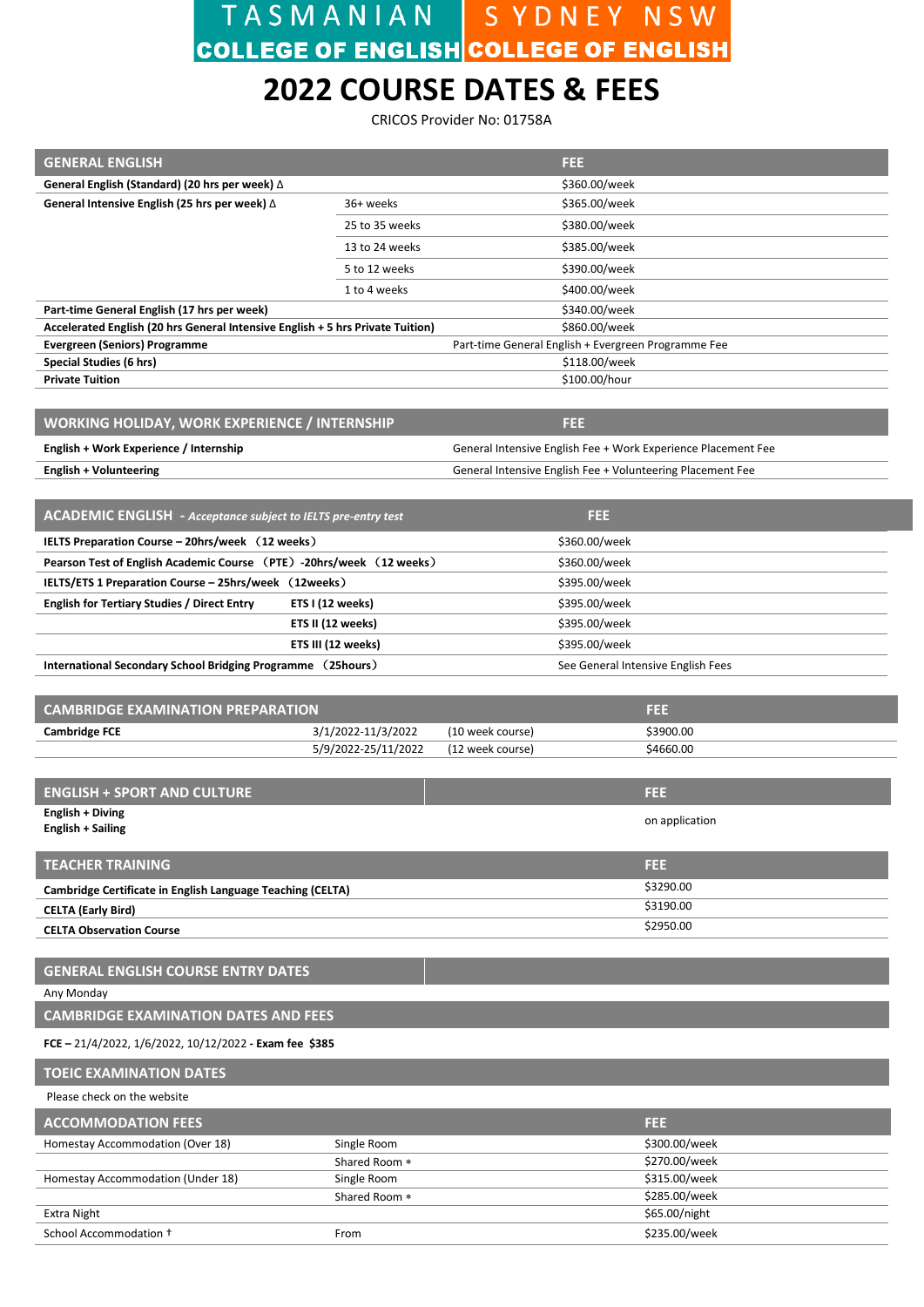TASMANIAN COLLEGE OF ENGLISH | SYDNEY NSW COLLEGE OF ENGLISH

# 2022 COURSE DATES & FEES

CRICOS Provider No: 01758A

| GENERAL ENGLISH | | FEE |
|---|---|---|
| **General English (Standard) (20 hrs per week) ∆** | | $360.00/week |
| **General Intensive English (25 hrs per week) ∆** | 36+ weeks | $365.00/week |
| | 25 to 35 weeks | $380.00/week |
| | 13 to 24 weeks | $385.00/week |
| | 5 to 12 weeks | $390.00/week |
| | 1 to 4 weeks | $400.00/week |
| **Part-time General English (17 hrs per week)** | | $340.00/week |
| **Accelerated English (20 hrs General Intensive English + 5 hrs Private Tuition)** | | $860.00/week |
| **Evergreen (Seniors) Programme** | | Part-time General English + Evergreen Programme Fee |
| **Special Studies (6 hrs)** | | $118.00/week |
| **Private Tuition** | | $100.00/hour |

| WORKING HOLIDAY, WORK EXPERIENCE / INTERNSHIP | FEE |
|---|---|
| **English + Work Experience / Internship** | General Intensive English Fee + Work Experience Placement Fee |
| **English + Volunteering** | General Intensive English Fee + Volunteering Placement Fee |

| ACADEMIC ENGLISH - *Acceptance subject to IELTS pre-entry test* | | FEE |
|---|---|---|
| **IELTS Preparation Course – 20hrs/week （12 weeks）** | | $360.00/week |
| **Pearson Test of English Academic Course （PTE）-20hrs/week （12 weeks）** | | $360.00/week |
| **IELTS/ETS 1 Preparation Course – 25hrs/week （12weeks）** | | $395.00/week |
| **English for Tertiary Studies / Direct Entry** | **ETS I (12 weeks)** | $395.00/week |
| | **ETS II (12 weeks)** | $395.00/week |
| | **ETS III (12 weeks)** | $395.00/week |
| **International Secondary School Bridging Programme （25hours）** | | See General Intensive English Fees |

| CAMBRIDGE EXAMINATION PREPARATION | | | FEE |
|---|---|---|---|
| **Cambridge FCE** | 3/1/2022-11/3/2022 | (10 week course) | $3900.00 |
| | 5/9/2022-25/11/2022 | (12 week course) | $4660.00 |

| ENGLISH + SPORT AND CULTURE | FEE |
|---|---|
| **English + Diving**<br>**English + Sailing** | on application |

| TEACHER TRAINING | FEE |
|---|---|
| **Cambridge Certificate in English Language Teaching (CELTA)** | $3290.00 |
| **CELTA (Early Bird)** | $3190.00 |
| **CELTA Observation Course** | $2950.00 |

## GENERAL ENGLISH COURSE ENTRY DATES

Any Monday

## CAMBRIDGE EXAMINATION DATES AND FEES

**FCE** – 21/4/2022, 1/6/2022, 10/12/2022 - **Exam fee $385**

## TOEIC EXAMINATION DATES

Please check on the website

| ACCOMMODATION FEES | | FEE |
|---|---|---|
| Homestay Accommodation (Over 18) | Single Room | $300.00/week |
| | Shared Room ∗ | $270.00/week |
| Homestay Accommodation (Under 18) | Single Room | $315.00/week |
| | Shared Room ∗ | $285.00/week |
| Extra Night | | $65.00/night |
| School Accommodation † | From | $235.00/week |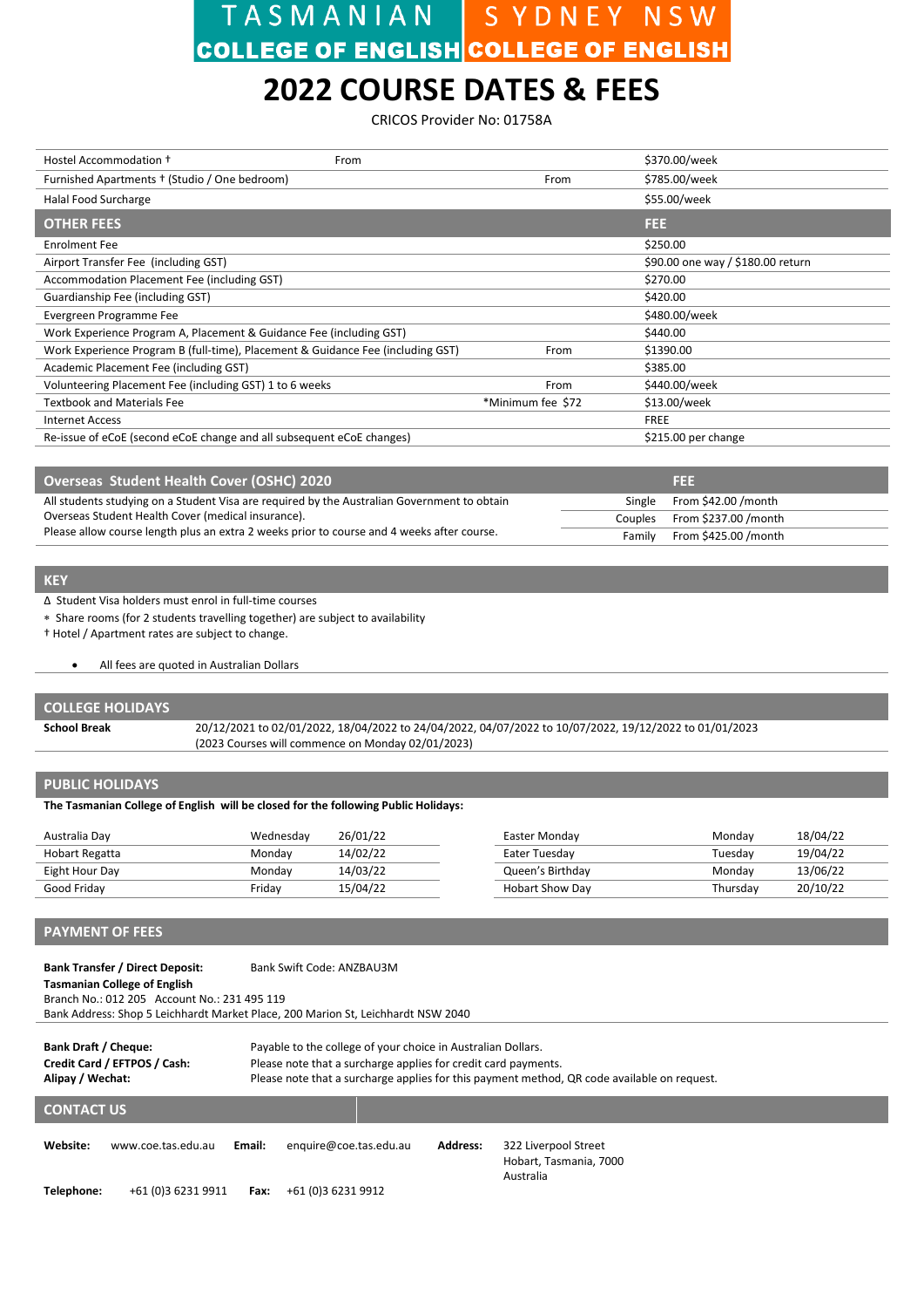TASMANIAN COLLEGE OF ENGLISH | SYDNEY NSW COLLEGE OF ENGLISH

# 2022 COURSE DATES & FEES

CRICOS Provider No: 01758A

| | | |
|---|---|---|
| Hostel Accommodation † | From | $370.00/week |
| Furnished Apartments † (Studio / One bedroom) | From | $785.00/week |
| Halal Food Surcharge | | $55.00/week |
| **OTHER FEES** | | **FEE** |
| Enrolment Fee | | $250.00 |
| Airport Transfer Fee (including GST) | | $90.00 one way / $180.00 return |
| Accommodation Placement Fee (including GST) | | $270.00 |
| Guardianship Fee (including GST) | | $420.00 |
| Evergreen Programme Fee | | $480.00/week |
| Work Experience Program A, Placement & Guidance Fee (including GST) | | $440.00 |
| Work Experience Program B (full-time), Placement & Guidance Fee (including GST) | From | $1390.00 |
| Academic Placement Fee (including GST) | | $385.00 |
| Volunteering Placement Fee (including GST) 1 to 6 weeks | From | $440.00/week |
| Textbook and Materials Fee | *Minimum fee $72 | $13.00/week |
| Internet Access | | FREE |
| Re-issue of eCoE (second eCoE change and all subsequent eCoE changes) | | $215.00 per change |

| Overseas Student Health Cover (OSHC) 2020 | | FEE |
|---|---|---|
| All students studying on a Student Visa are required by the Australian Government to obtain Overseas Student Health Cover (medical insurance). Please allow course length plus an extra 2 weeks prior to course and 4 weeks after course. | Single | From $42.00 /month |
| | Couples | From $237.00 /month |
| | Family | From $425.00 /month |

## KEY

Δ Student Visa holders must enrol in full-time courses

⁎ Share rooms (for 2 students travelling together) are subject to availability

† Hotel / Apartment rates are subject to change.

- All fees are quoted in Australian Dollars

## COLLEGE HOLIDAYS

**School Break** 20/12/2021 to 02/01/2022, 18/04/2022 to 24/04/2022, 04/07/2022 to 10/07/2022, 19/12/2022 to 01/01/2023 (2023 Courses will commence on Monday 02/01/2023)

## PUBLIC HOLIDAYS

**The Tasmanian College of English will be closed for the following Public Holidays:**

| | | |
|---|---|---|
| Australia Day | Wednesday | 26/01/22 |
| Hobart Regatta | Monday | 14/02/22 |
| Eight Hour Day | Monday | 14/03/22 |
| Good Friday | Friday | 15/04/22 |
| Easter Monday | Monday | 18/04/22 |
| Eater Tuesday | Tuesday | 19/04/22 |
| Queen's Birthday | Monday | 13/06/22 |
| Hobart Show Day | Thursday | 20/10/22 |

## PAYMENT OF FEES

**Bank Transfer / Direct Deposit:** Bank Swift Code: ANZBAU3M
**Tasmanian College of English**
Branch No.: 012 205 Account No.: 231 495 119
Bank Address: Shop 5 Leichhardt Market Place, 200 Marion St, Leichhardt NSW 2040

**Bank Draft / Cheque:** Payable to the college of your choice in Australian Dollars.
**Credit Card / EFTPOS / Cash:** Please note that a surcharge applies for credit card payments.
**Alipay / Wechat:** Please note that a surcharge applies for this payment method, QR code available on request.

## CONTACT US

**Website:** www.coe.tas.edu.au **Email:** enquire@coe.tas.edu.au **Address:** 322 Liverpool Street Hobart, Tasmania, 7000 Australia

**Telephone:** +61 (0)3 6231 9911 **Fax:** +61 (0)3 6231 9912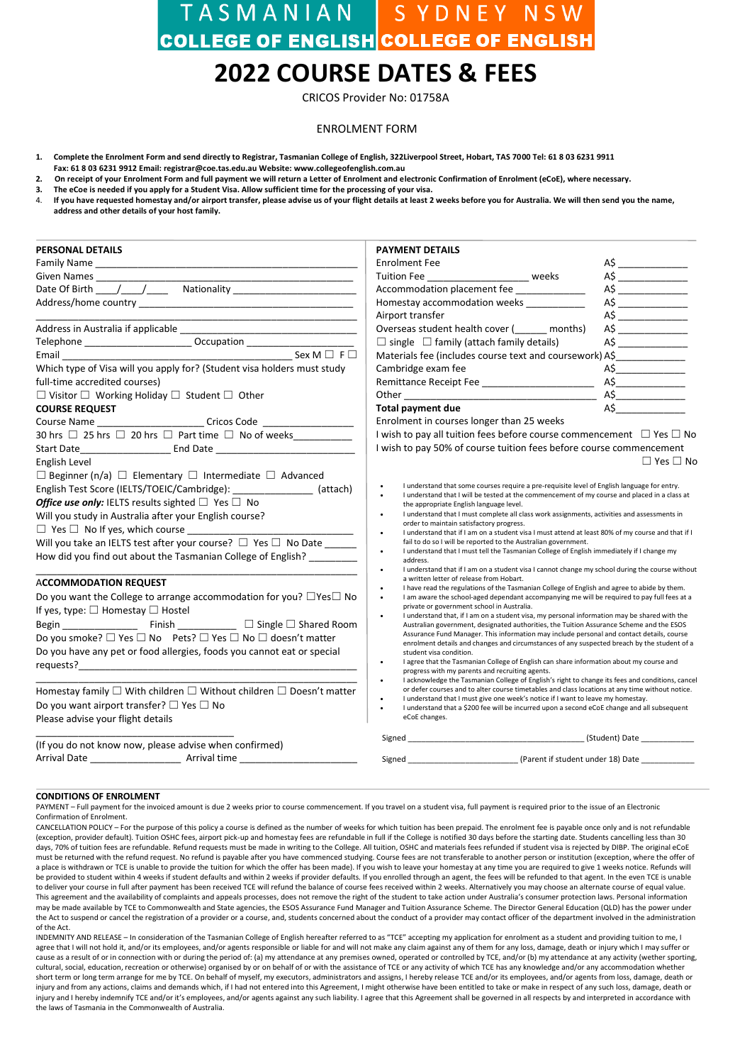TASMANIAN COLLEGE OF ENGLISH | SYDNEY NSW COLLEGE OF ENGLISH

# 2022 COURSE DATES & FEES

CRICOS Provider No: 01758A

ENROLMENT FORM

1. **Complete the Enrolment Form and send directly to Registrar, Tasmanian College of English, 322Liverpool Street, Hobart, TAS 7000 Tel: 61 8 03 6231 9911 Fax: 61 8 03 6231 9912 Email: registrar@coe.tas.edu.au Website: www.collegeofenglish.com.au**
2. **On receipt of your Enrolment Form and full payment we will return a Letter of Enrolment and electronic Confirmation of Enrolment (eCoE), where necessary.**
3. **The eCoe is needed if you apply for a Student Visa. Allow sufficient time for the processing of your visa.**
4. **If you have requested homestay and/or airport transfer, please advise us of your flight details at least 2 weeks before you for Australia. We will then send you the name, address and other details of your host family.**

**PERSONAL DETAILS**

Family Name ___________________________________________

Given Names ___________________________________________

Date Of Birth ____/____/____ Nationality _______________________

Address/home country ___________________________________________

___________________________________________

Address in Australia if applicable ______________________________

Telephone ___________________ Occupation ___________________

Email ______________________________________ Sex M ☐ F ☐

Which type of Visa will you apply for? (Student visa holders must study full-time accredited courses)

☐ Visitor ☐ Working Holiday ☐ Student ☐ Other

**COURSE REQUEST**

Course Name ______________________ Cricos Code ________________

30 hrs ☐ 25 hrs ☐ 20 hrs ☐ Part time ☐ No of weeks__________

Start Date________________ End Date __________________________

English Level

☐ Beginner (n/a) ☐ Elementary ☐ Intermediate ☐ Advanced

English Test Score (IELTS/TOEIC/Cambridge): ______________ (attach)

***Office use only:*** IELTS results sighted ☐ Yes ☐ No

Will you study in Australia after your English course?

☐ Yes ☐ No If yes, which course _____________________________

Will you take an IELTS test after your course? ☐ Yes ☐ No Date ______

How did you find out about the Tasmanian College of English? _________

___________________________________________

**ACCOMMODATION REQUEST**

Do you want the College to arrange accommodation for you? ☐Yes☐ No

If yes, type: ☐ Homestay ☐ Hostel

Begin ______________ Finish ____________ ☐ Single ☐ Shared Room

Do you smoke? ☐ Yes ☐ No Pets? ☐ Yes ☐ No ☐ doesn't matter

Do you have any pet or food allergies, foods you cannot eat or special requests?___________________________________________

___________________________________________

Homestay family ☐ With children ☐ Without children ☐ Doesn't matter

Do you want airport transfer? ☐ Yes ☐ No

Please advise your flight details

___________________________________________

(If you do not know now, please advise when confirmed)

Arrival Date ________________ Arrival time ______________________

**PAYMENT DETAILS**

Enrolment Fee A$ _____________

Tuition Fee __________________ weeks A$ _____________

Accommodation placement fee ____________ A$ _____________

Homestay accommodation weeks ___________ A$ _____________

Airport transfer A$ _____________

Overseas student health cover (______ months) A$ _____________

☐ single ☐ family (attach family details) A$ _____________

Materials fee (includes course text and coursework) A$_____________

Cambridge exam fee A$_____________

Remittance Receipt Fee ___________________ A$_____________

Other ________________________________ A$_____________

**Total payment due** A$_____________

Enrolment in courses longer than 25 weeks

I wish to pay all tuition fees before course commencement ☐ Yes ☐ No

I wish to pay 50% of course tuition fees before course commencement ☐ Yes ☐ No

- I understand that some courses require a pre-requisite level of English language for entry.
- I understand that I will be tested at the commencement of my course and placed in a class at the appropriate English language level.
- I understand that I must complete all class work assignments, activities and assessments in order to maintain satisfactory progress.
- I understand that if I am on a student visa I must attend at least 80% of my course and that if I fail to do so I will be reported to the Australian government.
- I understand that I must tell the Tasmanian College of English immediately if I change my address.
- I understand that if I am on a student visa I cannot change my school during the course without a written letter of release from Hobart.
- I have read the regulations of the Tasmanian College of English and agree to abide by them.
- I am aware the school-aged dependant accompanying me will be required to pay full fees at a private or government school in Australia.
- I understand that, if I am on a student visa, my personal information may be shared with the Australian government, designated authorities, the Tuition Assurance Scheme and the ESOS Assurance Fund Manager. This information may include personal and contact details, course enrolment details and changes and circumstances of any suspected breach by the student of a student visa condition.
- I agree that the Tasmanian College of English can share information about my course and progress with my parents and recruiting agents.
- I acknowledge the Tasmanian College of English's right to change its fees and conditions, cancel or defer courses and to alter course timetables and class locations at any time without notice.
- I understand that I must give one week's notice if I want to leave my homestay.
- I understand that a $200 fee will be incurred upon a second eCoE change and all subsequent eCoE changes.

Signed ____________________________________ (Student) Date ___________

Signed ______________________ (Parent if student under 18) Date ___________

**CONDITIONS OF ENROLMENT**

PAYMENT – Full payment for the invoiced amount is due 2 weeks prior to course commencement. If you travel on a student visa, full payment is required prior to the issue of an Electronic Confirmation of Enrolment.

CANCELLATION POLICY – For the purpose of this policy a course is defined as the number of weeks for which tuition has been prepaid. The enrolment fee is payable once only and is not refundable (exception, provider default). Tuition OSHC fees, airport pick-up and homestay fees are refundable in full if the College is notified 30 days before the starting date. Students cancelling less than 30 days, 70% of tuition fees are refundable. Refund requests must be made in writing to the College. All tuition, OSHC and materials fees refunded if student visa is rejected by DIBP. The original eCoE must be returned with the refund request. No refund is payable after you have commenced studying. Course fees are not transferable to another person or institution (exception, where the offer of a place is withdrawn or TCE is unable to provide the tuition for which the offer has been made). If you wish to leave your homestay at any time you are required to give 1 weeks notice. Refunds will be provided to student within 4 weeks if student defaults and within 2 weeks if provider defaults. If you enrolled through an agent, the fees will be refunded to that agent. In the even TCE is unable to deliver your course in full after payment has been received TCE will refund the balance of course fees received within 2 weeks. Alternatively you may choose an alternate course of equal value. This agreement and the availability of complaints and appeals processes, does not remove the right of the student to take action under Australia's consumer protection laws. Personal information may be made available by TCE to Commonwealth and State agencies, the ESOS Assurance Fund Manager and Tuition Assurance Scheme. The Director General Education (QLD) has the power under the Act to suspend or cancel the registration of a provider or a course, and, students concerned about the conduct of a provider may contact officer of the department involved in the administration of the Act.

INDEMNITY AND RELEASE – In consideration of the Tasmanian College of English hereafter referred to as "TCE" accepting my application for enrolment as a student and providing tuition to me, I agree that I will not hold it, and/or its employees, and/or agents responsible or liable for and will not make any claim against any of them for any loss, damage, death or injury which I may suffer or cause as a result of or in connection with or during the period of: (a) my attendance at any premises owned, operated or controlled by TCE, and/or (b) my attendance at any activity (wether sporting, cultural, social, education, recreation or otherwise) organised by or on behalf of or with the assistance of TCE or any activity of which TCE has any knowledge and/or any accommodation whether short term or long term arranged for me by TCE. On behalf of myself, my executors, administrators and assigns, I hereby release TCE and/or its employees, and/or agents from loss, damage, death or injury and from any actions, claims and demands which, if I had not entered into this Agreement, I might otherwise have been entitled to take or make in respect of any such loss, damage, death or injury and I hereby indemnify TCE and/or it's employees, and/or agents against any such liability. I agree that this Agreement shall be governed in all respects by and interpreted in accordance with the laws of Tasmania in the Commonwealth of Australia.